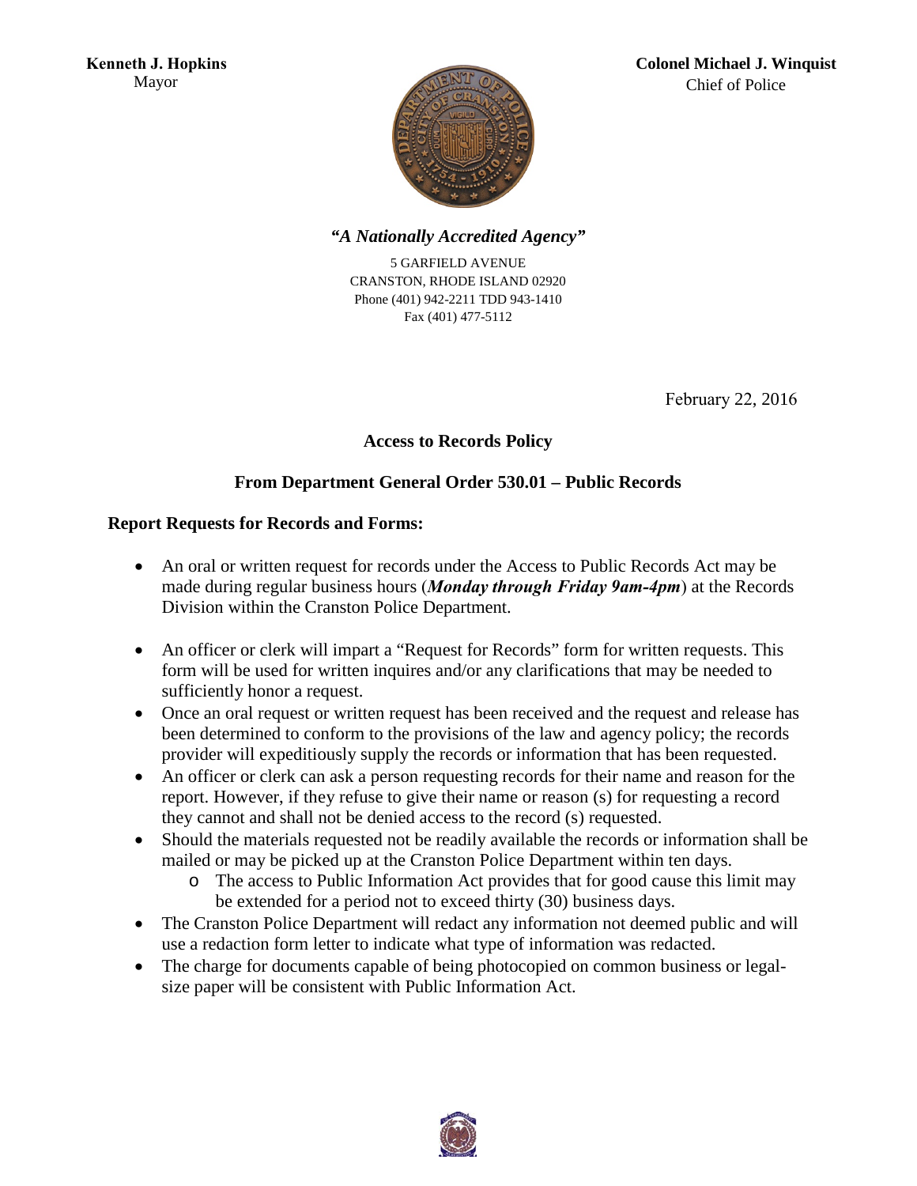**Kenneth J. Hopkins**
Mayor

**Colonel Michael J. Winquist**
Chief of Police

***"A Nationally Accredited Agency"***

5 GARFIELD AVENUE
CRANSTON, RHODE ISLAND 02920
Phone (401) 942-2211 TDD 943-1410
Fax (401) 477-5112

February 22, 2016

## Access to Records Policy

## From Department General Order 530.01 – Public Records

### Report Requests for Records and Forms:

- An oral or written request for records under the Access to Public Records Act may be made during regular business hours (***Monday through Friday 9am-4pm***) at the Records Division within the Cranston Police Department.
- An officer or clerk will impart a "Request for Records" form for written requests. This form will be used for written inquires and/or any clarifications that may be needed to sufficiently honor a request.
- Once an oral request or written request has been received and the request and release has been determined to conform to the provisions of the law and agency policy; the records provider will expeditiously supply the records or information that has been requested.
- An officer or clerk can ask a person requesting records for their name and reason for the report. However, if they refuse to give their name or reason (s) for requesting a record they cannot and shall not be denied access to the record (s) requested.
- Should the materials requested not be readily available the records or information shall be mailed or may be picked up at the Cranston Police Department within ten days.
    - The access to Public Information Act provides that for good cause this limit may be extended for a period not to exceed thirty (30) business days.
- The Cranston Police Department will redact any information not deemed public and will use a redaction form letter to indicate what type of information was redacted.
- The charge for documents capable of being photocopied on common business or legal-size paper will be consistent with Public Information Act.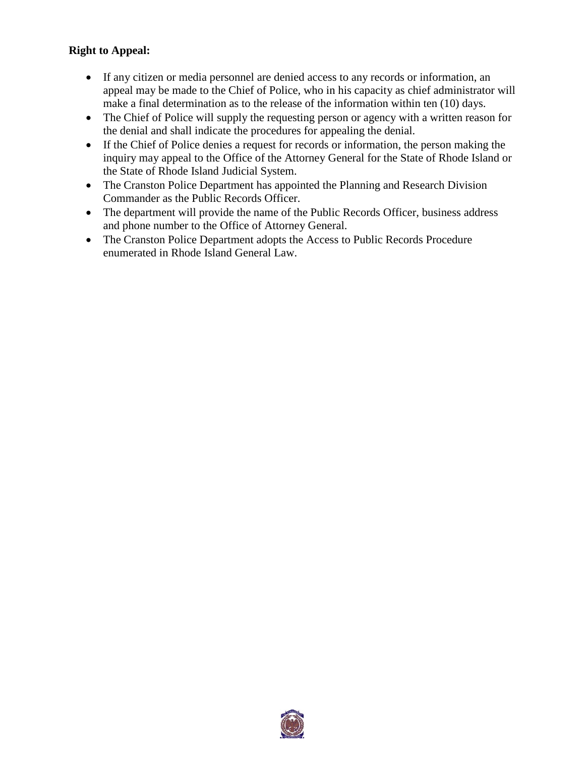**Right to Appeal:**

- If any citizen or media personnel are denied access to any records or information, an appeal may be made to the Chief of Police, who in his capacity as chief administrator will make a final determination as to the release of the information within ten (10) days.
- The Chief of Police will supply the requesting person or agency with a written reason for the denial and shall indicate the procedures for appealing the denial.
- If the Chief of Police denies a request for records or information, the person making the inquiry may appeal to the Office of the Attorney General for the State of Rhode Island or the State of Rhode Island Judicial System.
- The Cranston Police Department has appointed the Planning and Research Division Commander as the Public Records Officer.
- The department will provide the name of the Public Records Officer, business address and phone number to the Office of Attorney General.
- The Cranston Police Department adopts the Access to Public Records Procedure enumerated in Rhode Island General Law.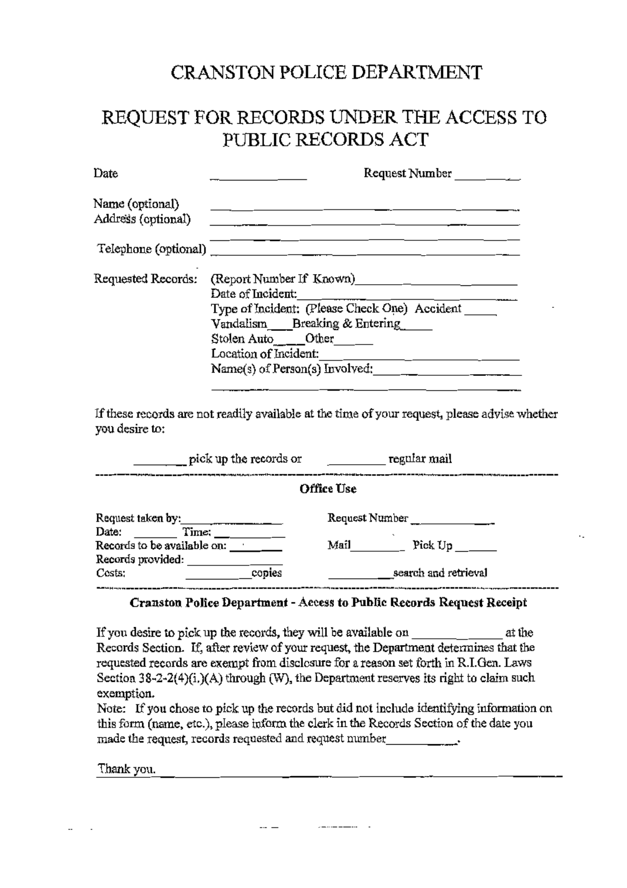# CRANSTON POLICE DEPARTMENT

## REQUEST FOR RECORDS UNDER THE ACCESS TO PUBLIC RECORDS ACT

Date ______________ Request Number __________

Name (optional) ________________________________________

Address (optional) ________________________________________

________________________________________

Telephone (optional) ________________________________________

Requested Records: (Report Number If Known) ______________________

Date of Incident: ______________________

Type of Incident: (Please Check One) Accident _____

Vandalism ___ Breaking & Entering _____

Stolen Auto ____ Other ______

Location of Incident: ______________________

Name(s) of Person(s) Involved: ______________________

________________________________________

If these records are not readily available at the time of your request, please advise whether you desire to:

________ pick up the records or ________ regular mail

---

**Office Use**

Request taken by: ______________ Request Number ____________

Date: _______ Time: __________

Records to be available on: ________ Mail ________ Pick Up ______

Records provided: ____________

Costs: __________ copies __________ search and retrieval

---

**Cranston Police Department - Access to Public Records Request Receipt**

If you desire to pick up the records, they will be available on ______________ at the Records Section. If, after review of your request, the Department determines that the requested records are exempt from disclosure for a reason set forth in R.I.Gen. Laws Section 38-2-2(4)(i.)(A) through (W), the Department reserves its right to claim such exemption.

Note: If you chose to pick up the records but did not include identifying information on this form (name, etc.), please inform the clerk in the Records Section of the date you made the request, records requested and request number__________.

Thank you. ________________________________________